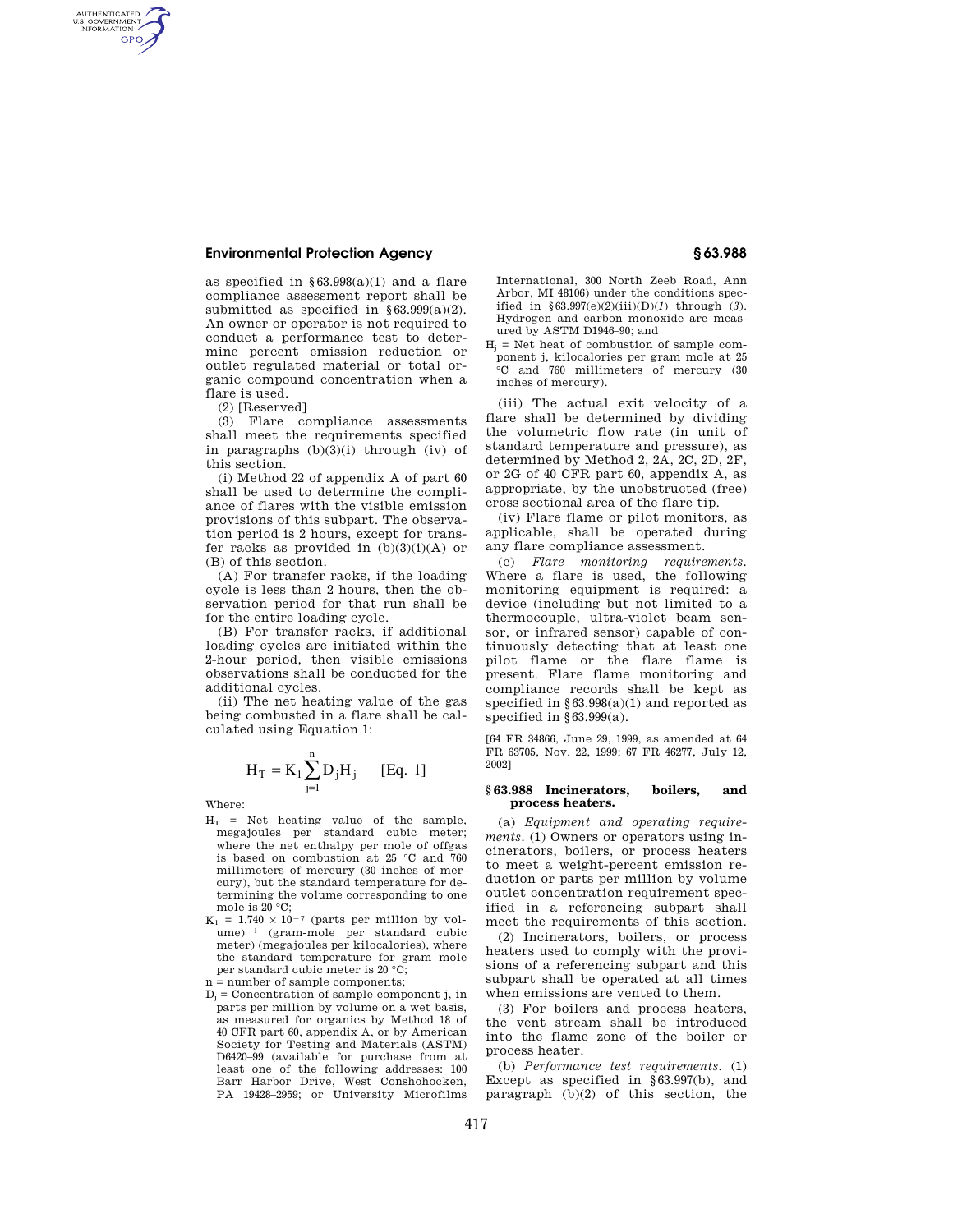as specified in §63.998(a)(1) and a flare compliance assessment report shall be submitted as specified in §63.999(a)(2). An owner or operator is not required to conduct a performance test to determine percent emission reduction or outlet regulated material or total organic compound concentration when a flare is used.

(2) [Reserved]

(3) Flare compliance assessments shall meet the requirements specified in paragraphs (b)(3)(i) through (iv) of this section.

(i) Method 22 of appendix A of part 60 shall be used to determine the compliance of flares with the visible emission provisions of this subpart. The observation period is 2 hours, except for transfer racks as provided in (b)(3)(i)(A) or (B) of this section.

(A) For transfer racks, if the loading cycle is less than 2 hours, then the observation period for that run shall be for the entire loading cycle.

(B) For transfer racks, if additional loading cycles are initiated within the 2-hour period, then visible emissions observations shall be conducted for the additional cycles.

(ii) The net heating value of the gas being combusted in a flare shall be calculated using Equation 1:

$$H_T = K_1 \sum_{j=1}^{n} D_j H_j \quad \text{[Eq. 1]}$$

Where:

$H_T$ = Net heating value of the sample, megajoules per standard cubic meter; where the net enthalpy per mole of offgas is based on combustion at 25 °C and 760 millimeters of mercury (30 inches of mercury), but the standard temperature for determining the volume corresponding to one mole is 20 °C;

$K_1$ = $1.740 \times 10^{-7}$ (parts per million by volume)$^{-1}$ (gram-mole per standard cubic meter) (megajoules per kilocalories), where the standard temperature for gram mole per standard cubic meter is 20 °C;

n = number of sample components;

$D_j$ = Concentration of sample component j, in parts per million by volume on a wet basis, as measured for organics by Method 18 of 40 CFR part 60, appendix A, or by American Society for Testing and Materials (ASTM) D6420–99 (available for purchase from at least one of the following addresses: 100 Barr Harbor Drive, West Conshohocken, PA 19428–2959; or University Microfilms International, 300 North Zeeb Road, Ann Arbor, MI 48106) under the conditions specified in §63.997(e)(2)(iii)(D)(*1*) through (*3*). Hydrogen and carbon monoxide are measured by ASTM D1946–90; and

$H_j$ = Net heat of combustion of sample component j, kilocalories per gram mole at 25 °C and 760 millimeters of mercury (30 inches of mercury).

(iii) The actual exit velocity of a flare shall be determined by dividing the volumetric flow rate (in unit of standard temperature and pressure), as determined by Method 2, 2A, 2C, 2D, 2F, or 2G of 40 CFR part 60, appendix A, as appropriate, by the unobstructed (free) cross sectional area of the flare tip.

(iv) Flare flame or pilot monitors, as applicable, shall be operated during any flare compliance assessment.

(c) *Flare monitoring requirements.* Where a flare is used, the following monitoring equipment is required: a device (including but not limited to a thermocouple, ultra-violet beam sensor, or infrared sensor) capable of continuously detecting that at least one pilot flame or the flare flame is present. Flare flame monitoring and compliance records shall be kept as specified in §63.998(a)(1) and reported as specified in §63.999(a).

[64 FR 34866, June 29, 1999, as amended at 64 FR 63705, Nov. 22, 1999; 67 FR 46277, July 12, 2002]

## §63.988 Incinerators, boilers, and process heaters.

(a) *Equipment and operating requirements.* (1) Owners or operators using incinerators, boilers, or process heaters to meet a weight-percent emission reduction or parts per million by volume outlet concentration requirement specified in a referencing subpart shall meet the requirements of this section.

(2) Incinerators, boilers, or process heaters used to comply with the provisions of a referencing subpart and this subpart shall be operated at all times when emissions are vented to them.

(3) For boilers and process heaters, the vent stream shall be introduced into the flame zone of the boiler or process heater.

(b) *Performance test requirements.* (1) Except as specified in §63.997(b), and paragraph (b)(2) of this section, the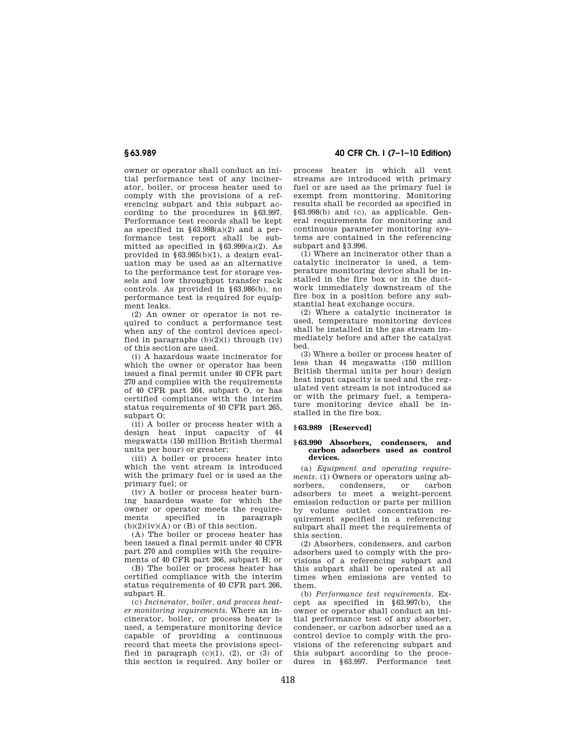owner or operator shall conduct an initial performance test of any incinerator, boiler, or process heater used to comply with the provisions of a referencing subpart and this subpart according to the procedures in §63.997. Performance test records shall be kept as specified in §63.998(a)(2) and a performance test report shall be submitted as specified in §63.999(a)(2). As provided in §63.985(b)(1), a design evaluation may be used as an alternative to the performance test for storage vessels and low throughput transfer rack controls. As provided in §63.986(b), no performance test is required for equipment leaks.

(2) An owner or operator is not required to conduct a performance test when any of the control devices specified in paragraphs (b)(2)(i) through (iv) of this section are used.

(i) A hazardous waste incinerator for which the owner or operator has been issued a final permit under 40 CFR part 270 and complies with the requirements of 40 CFR part 264, subpart O, or has certified compliance with the interim status requirements of 40 CFR part 265, subpart O;

(ii) A boiler or process heater with a design heat input capacity of 44 megawatts (150 million British thermal units per hour) or greater;

(iii) A boiler or process heater into which the vent stream is introduced with the primary fuel or is used as the primary fuel; or

(iv) A boiler or process heater burning hazardous waste for which the owner or operator meets the requirements specified in paragraph (b)(2)(iv)(A) or (B) of this section.

(A) The boiler or process heater has been issued a final permit under 40 CFR part 270 and complies with the requirements of 40 CFR part 266, subpart H; or

(B) The boiler or process heater has certified compliance with the interim status requirements of 40 CFR part 266, subpart H.

(c) *Incinerator, boiler, and process heater monitoring requirements.* Where an incinerator, boiler, or process heater is used, a temperature monitoring device capable of providing a continuous record that meets the provisions specified in paragraph (c)(1), (2), or (3) of this section is required. Any boiler or process heater in which all vent streams are introduced with primary fuel or are used as the primary fuel is exempt from monitoring. Monitoring results shall be recorded as specified in §63.998(b) and (c), as applicable. General requirements for monitoring and continuous parameter monitoring systems are contained in the referencing subpart and §3.996.

(1) Where an incinerator other than a catalytic incinerator is used, a temperature monitoring device shall be installed in the fire box or in the ductwork immediately downstream of the fire box in a position before any substantial heat exchange occurs.

(2) Where a catalytic incinerator is used, temperature monitoring devices shall be installed in the gas stream immediately before and after the catalyst bed.

(3) Where a boiler or process heater of less than 44 megawatts (150 million British thermal units per hour) design heat input capacity is used and the regulated vent stream is not introduced as or with the primary fuel, a temperature monitoring device shall be installed in the fire box.

## §63.989 [Reserved]

## §63.990 Absorbers, condensers, and carbon adsorbers used as control devices.

(a) *Equipment and operating requirements.* (1) Owners or operators using absorbers, condensers, or carbon adsorbers to meet a weight-percent emission reduction or parts per million by volume outlet concentration requirement specified in a referencing subpart shall meet the requirements of this section.

(2) Absorbers, condensers, and carbon adsorbers used to comply with the provisions of a referencing subpart and this subpart shall be operated at all times when emissions are vented to them.

(b) *Performance test requirements.* Except as specified in §63.997(b), the owner or operator shall conduct an initial performance test of any absorber, condenser, or carbon adsorber used as a control device to comply with the provisions of the referencing subpart and this subpart according to the procedures in §63.997. Performance test